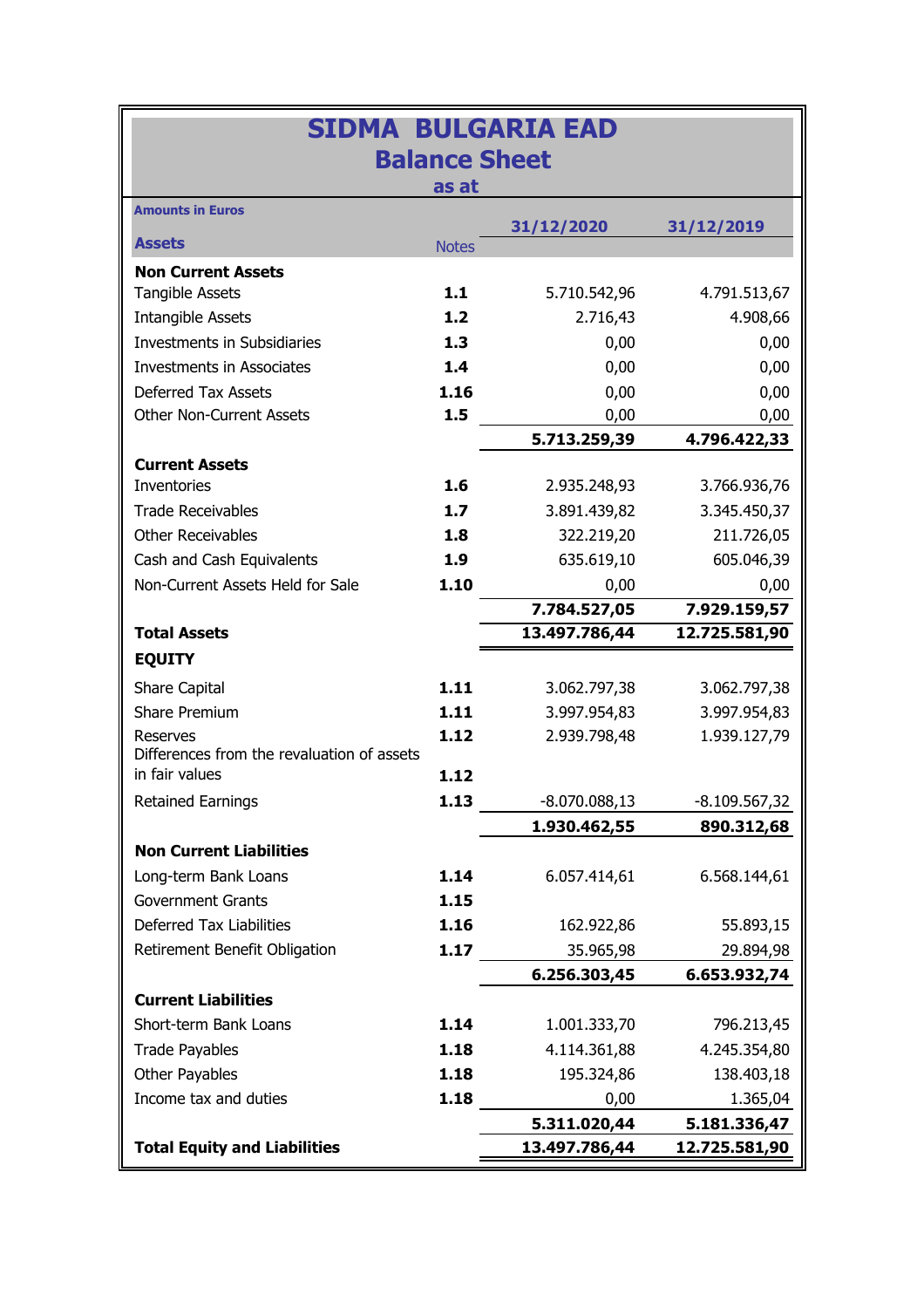# SIDMA BULGARIA EAD

## Balance Sheet

### as at

**Amounts in Euros**

| **Assets** | Notes | 31/12/2020 | 31/12/2019 |
|---|---|---|---|
| **Non Current Assets** | | | |
| Tangible Assets | **1.1** | 5.710.542,96 | 4.791.513,67 |
| Intangible Assets | **1.2** | 2.716,43 | 4.908,66 |
| Investments in Subsidiaries | **1.3** | 0,00 | 0,00 |
| Investments in Associates | **1.4** | 0,00 | 0,00 |
| Deferred Tax Assets | **1.16** | 0,00 | 0,00 |
| Other Non-Current Assets | **1.5** | 0,00 | 0,00 |
| | | **5.713.259,39** | **4.796.422,33** |
| **Current Assets** | | | |
| Inventories | **1.6** | 2.935.248,93 | 3.766.936,76 |
| Trade Receivables | **1.7** | 3.891.439,82 | 3.345.450,37 |
| Other Receivables | **1.8** | 322.219,20 | 211.726,05 |
| Cash and Cash Equivalents | **1.9** | 635.619,10 | 605.046,39 |
| Non-Current Assets Held for Sale | **1.10** | 0,00 | 0,00 |
| | | **7.784.527,05** | **7.929.159,57** |
| **Total Assets** | | **13.497.786,44** | **12.725.581,90** |
| **EQUITY** | | | |
| Share Capital | **1.11** | 3.062.797,38 | 3.062.797,38 |
| Share Premium | **1.11** | 3.997.954,83 | 3.997.954,83 |
| Reserves | **1.12** | 2.939.798,48 | 1.939.127,79 |
| Differences from the revaluation of assets in fair values | **1.12** | | |
| Retained Earnings | **1.13** | -8.070.088,13 | -8.109.567,32 |
| | | **1.930.462,55** | **890.312,68** |
| **Non Current Liabilities** | | | |
| Long-term Bank Loans | **1.14** | 6.057.414,61 | 6.568.144,61 |
| Government Grants | **1.15** | | |
| Deferred Tax Liabilities | **1.16** | 162.922,86 | 55.893,15 |
| Retirement Benefit Obligation | **1.17** | 35.965,98 | 29.894,98 |
| | | **6.256.303,45** | **6.653.932,74** |
| **Current Liabilities** | | | |
| Short-term Bank Loans | **1.14** | 1.001.333,70 | 796.213,45 |
| Trade Payables | **1.18** | 4.114.361,88 | 4.245.354,80 |
| Other Payables | **1.18** | 195.324,86 | 138.403,18 |
| Income tax and duties | **1.18** | 0,00 | 1.365,04 |
| | | **5.311.020,44** | **5.181.336,47** |
| **Total Equity and Liabilities** | | **13.497.786,44** | **12.725.581,90** |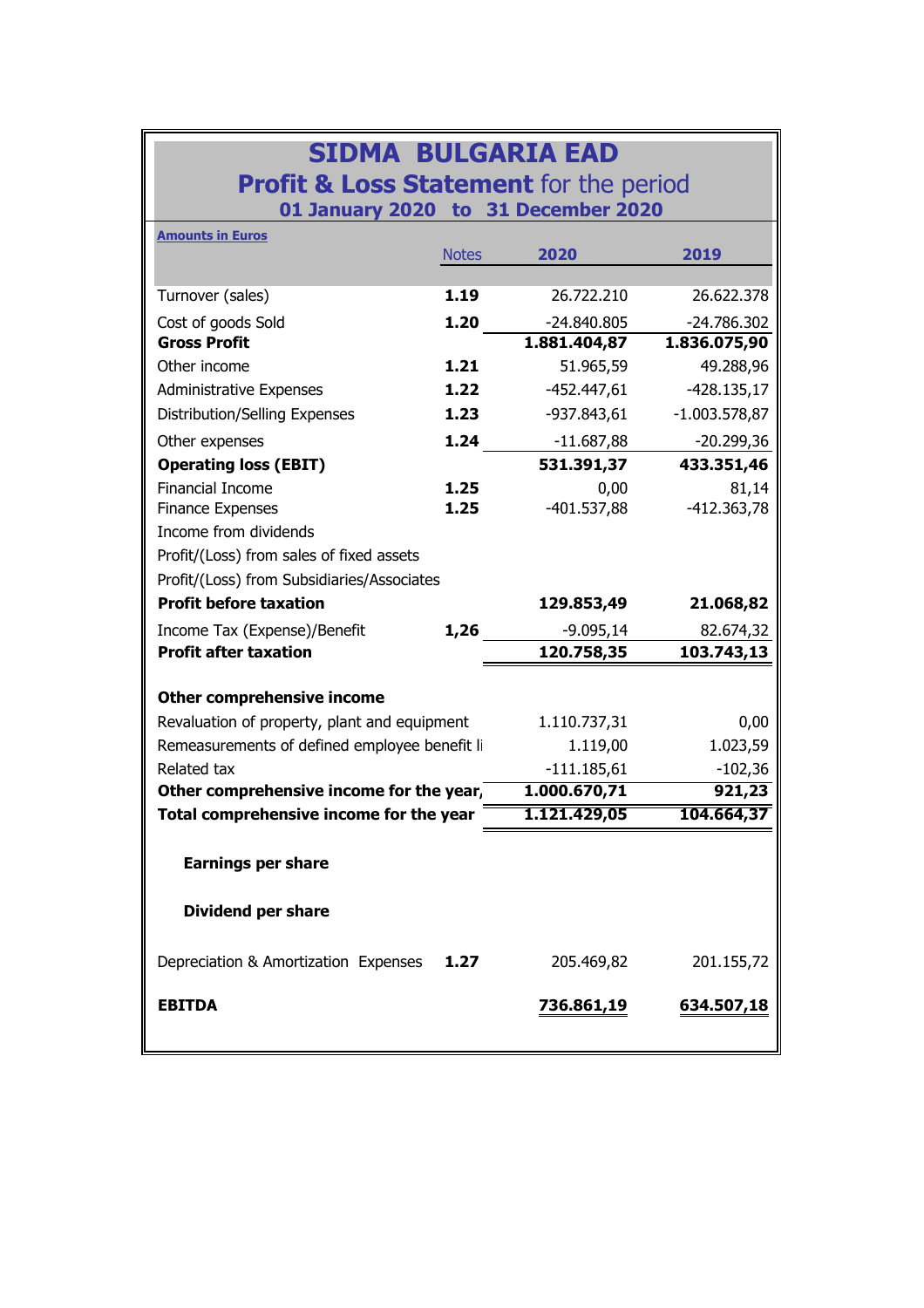# SIDMA BULGARIA EAD

## Profit & Loss Statement for the period

### 01 January 2020 to 31 December 2020

**Amounts in Euros**

| | Notes | 2020 | 2019 |
|---|---|---|---|
| Turnover (sales) | **1.19** | 26.722.210 | 26.622.378 |
| Cost of goods Sold | **1.20** | -24.840.805 | -24.786.302 |
| **Gross Profit** | | **1.881.404,87** | **1.836.075,90** |
| Other income | **1.21** | 51.965,59 | 49.288,96 |
| Administrative Expenses | **1.22** | -452.447,61 | -428.135,17 |
| Distribution/Selling Expenses | **1.23** | -937.843,61 | -1.003.578,87 |
| Other expenses | **1.24** | -11.687,88 | -20.299,36 |
| **Operating loss (EBIT)** | | **531.391,37** | **433.351,46** |
| Financial Income | **1.25** | 0,00 | 81,14 |
| Finance Expenses | **1.25** | -401.537,88 | -412.363,78 |
| Income from dividends | | | |
| Profit/(Loss) from sales of fixed assets | | | |
| Profit/(Loss) from Subsidiaries/Associates | | | |
| **Profit before taxation** | | **129.853,49** | **21.068,82** |
| Income Tax (Expense)/Benefit | **1,26** | -9.095,14 | 82.674,32 |
| **Profit after taxation** | | **120.758,35** | **103.743,13** |
| | | | |
| **Other comprehensive income** | | | |
| Revaluation of property, plant and equipment | | 1.110.737,31 | 0,00 |
| Remeasurements of defined employee benefit li | | 1.119,00 | 1.023,59 |
| Related tax | | -111.185,61 | -102,36 |
| **Other comprehensive income for the year,** | | **1.000.670,71** | **921,23** |
| **Total comprehensive income for the year** | | **1.121.429,05** | **104.664,37** |
| | | | |
| **Earnings per share** | | | |
| | | | |
| **Dividend per share** | | | |
| | | | |
| Depreciation & Amortization Expenses | **1.27** | 205.469,82 | 201.155,72 |
| | | | |
| **EBITDA** | | **736.861,19** | **634.507,18** |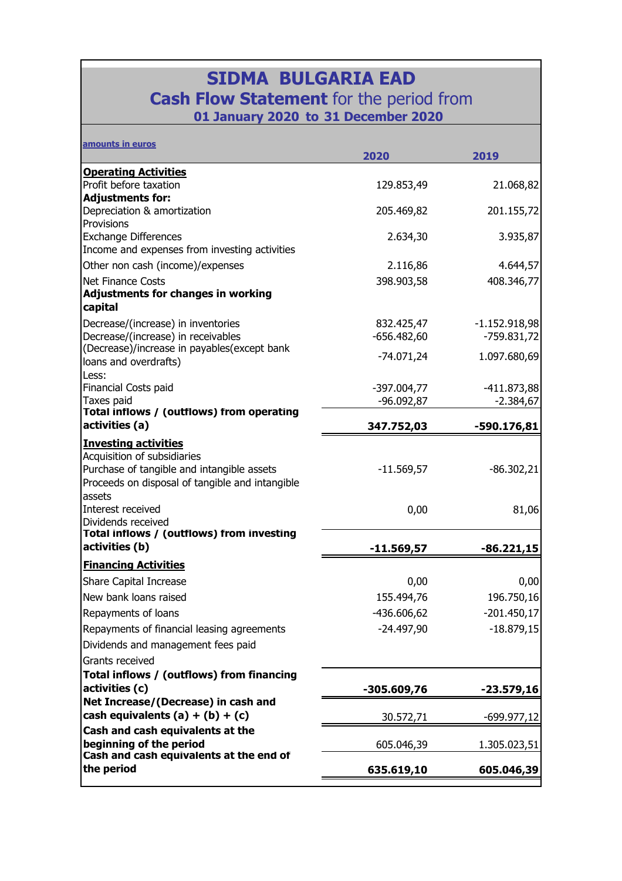# SIDMA BULGARIA EAD

## **Cash Flow Statement** for the period from

### 01 January 2020 to 31 December 2020

| amounts in euros | 2020 | 2019 |
|---|---|---|
| **Operating Activities** | | |
| Profit before taxation | 129.853,49 | 21.068,82 |
| **Adjustments for:** | | |
| Depreciation & amortization | 205.469,82 | 201.155,72 |
| Provisions | | |
| Exchange Differences | 2.634,30 | 3.935,87 |
| Income and expenses from investing activities | | |
| Other non cash (income)/expenses | 2.116,86 | 4.644,57 |
| Net Finance Costs | 398.903,58 | 408.346,77 |
| **Adjustments for changes in working capital** | | |
| Decrease/(increase) in inventories | 832.425,47 | -1.152.918,98 |
| Decrease/(increase) in receivables | -656.482,60 | -759.831,72 |
| (Decrease)/increase in payables(except bank loans and overdrafts) | -74.071,24 | 1.097.680,69 |
| Less: | | |
| Financial Costs paid | -397.004,77 | -411.873,88 |
| Taxes paid | -96.092,87 | -2.384,67 |
| **Total inflows / (outflows) from operating activities (a)** | **347.752,03** | **-590.176,81** |
| **Investing activities** | | |
| Acquisition of subsidiaries | | |
| Purchase of tangible and intangible assets | -11.569,57 | -86.302,21 |
| Proceeds on disposal of tangible and intangible assets | | |
| Interest received | 0,00 | 81,06 |
| Dividends received | | |
| **Total inflows / (outflows) from investing activities (b)** | **-11.569,57** | **-86.221,15** |
| **Financing Activities** | | |
| Share Capital Increase | 0,00 | 0,00 |
| New bank loans raised | 155.494,76 | 196.750,16 |
| Repayments of loans | -436.606,62 | -201.450,17 |
| Repayments of financial leasing agreements | -24.497,90 | -18.879,15 |
| Dividends and management fees paid | | |
| Grants received | | |
| **Total inflows / (outflows) from financing activities (c)** | **-305.609,76** | **-23.579,16** |
| **Net Increase/(Decrease) in cash and cash equivalents (a) + (b) + (c)** | 30.572,71 | -699.977,12 |
| **Cash and cash equivalents at the beginning of the period** | 605.046,39 | 1.305.023,51 |
| **Cash and cash equivalents at the end of the period** | **635.619,10** | **605.046,39** |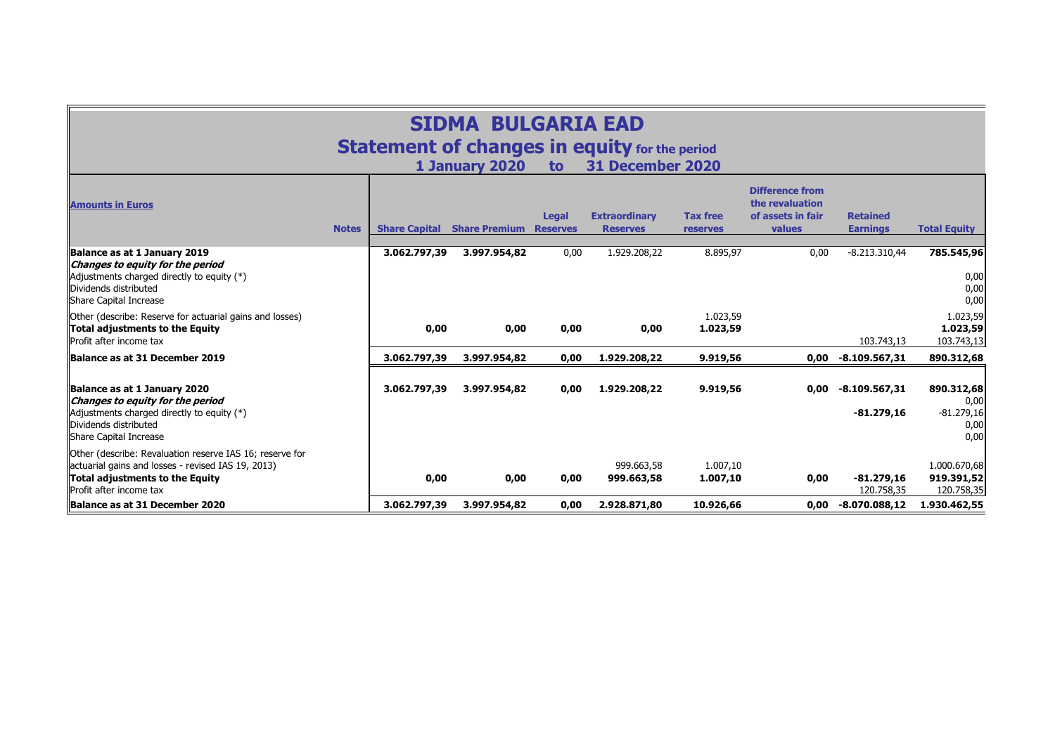# SIDMA BULGARIA EAD

## Statement of changes in equity for the period

### 1 January 2020 to 31 December 2020

| Amounts in Euros | Notes | Share Capital | Share Premium | Legal Reserves | Extraordinary Reserves | Tax free reserves | Difference from the revaluation of assets in fair values | Retained Earnings | Total Equity |
|---|---|---|---|---|---|---|---|---|---|
| **Balance as at 1 January 2019** | | **3.062.797,39** | **3.997.954,82** | 0,00 | 1.929.208,22 | 8.895,97 | 0,00 | -8.213.310,44 | **785.545,96** |
| ***Changes to equity for the period*** | | | | | | | | | |
| Adjustments charged directly to equity (*) | | | | | | | | | 0,00 |
| Dividends distributed | | | | | | | | | 0,00 |
| Share Capital Increase | | | | | | | | | 0,00 |
| Other (describe: Reserve for actuarial gains and losses) | | | | | | 1.023,59 | | | 1.023,59 |
| **Total adjustments to the Equity** | | **0,00** | **0,00** | **0,00** | **0,00** | **1.023,59** | | | **1.023,59** |
| Profit after income tax | | | | | | | | 103.743,13 | 103.743,13 |
| **Balance as at 31 December 2019** | | **3.062.797,39** | **3.997.954,82** | **0,00** | **1.929.208,22** | **9.919,56** | **0,00** | **-8.109.567,31** | **890.312,68** |
| **Balance as at 1 January 2020** | | **3.062.797,39** | **3.997.954,82** | **0,00** | **1.929.208,22** | **9.919,56** | **0,00** | **-8.109.567,31** | **890.312,68** |
| ***Changes to equity for the period*** | | | | | | | | | 0,00 |
| Adjustments charged directly to equity (*) | | | | | | | | **-81.279,16** | -81.279,16 |
| Dividends distributed | | | | | | | | | 0,00 |
| Share Capital Increase | | | | | | | | | 0,00 |
| Other (describe: Revaluation reserve IAS 16; reserve for actuarial gains and losses - revised IAS 19, 2013) | | | | | 999.663,58 | 1.007,10 | | | 1.000.670,68 |
| **Total adjustments to the Equity** | | **0,00** | **0,00** | **0,00** | **999.663,58** | **1.007,10** | **0,00** | **-81.279,16** | **919.391,52** |
| Profit after income tax | | | | | | | | 120.758,35 | 120.758,35 |
| **Balance as at 31 December 2020** | | **3.062.797,39** | **3.997.954,82** | **0,00** | **2.928.871,80** | **10.926,66** | **0,00** | **-8.070.088,12** | **1.930.462,55** |